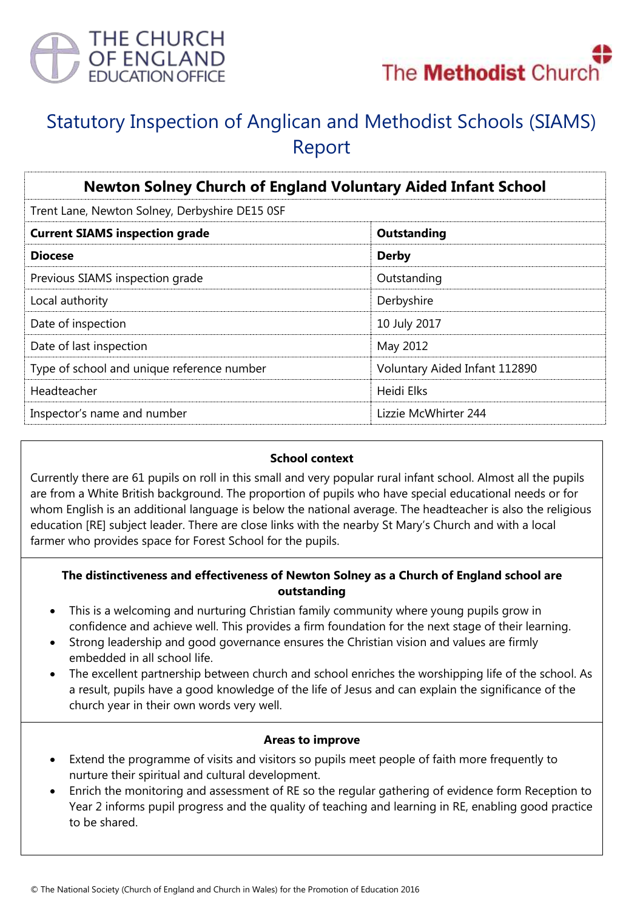THE CHURCH OF ENGLAND EDUCATION OFFICE

The Methodist Church

# Statutory Inspection of Anglican and Methodist Schools (SIAMS) Report

| Newton Solney Church of England Voluntary Aided Infant School | |
|---|---|
| Trent Lane, Newton Solney, Derbyshire DE15 0SF | |
| **Current SIAMS inspection grade** | **Outstanding** |
| **Diocese** | **Derby** |
| Previous SIAMS inspection grade | Outstanding |
| Local authority | Derbyshire |
| Date of inspection | 10 July 2017 |
| Date of last inspection | May 2012 |
| Type of school and unique reference number | Voluntary Aided Infant 112890 |
| Headteacher | Heidi Elks |
| Inspector's name and number | Lizzie McWhirter 244 |

### School context

Currently there are 61 pupils on roll in this small and very popular rural infant school. Almost all the pupils are from a White British background. The proportion of pupils who have special educational needs or for whom English is an additional language is below the national average. The headteacher is also the religious education [RE] subject leader. There are close links with the nearby St Mary's Church and with a local farmer who provides space for Forest School for the pupils.

### The distinctiveness and effectiveness of Newton Solney as a Church of England school are outstanding

- This is a welcoming and nurturing Christian family community where young pupils grow in confidence and achieve well. This provides a firm foundation for the next stage of their learning.
- Strong leadership and good governance ensures the Christian vision and values are firmly embedded in all school life.
- The excellent partnership between church and school enriches the worshipping life of the school. As a result, pupils have a good knowledge of the life of Jesus and can explain the significance of the church year in their own words very well.

### Areas to improve

- Extend the programme of visits and visitors so pupils meet people of faith more frequently to nurture their spiritual and cultural development.
- Enrich the monitoring and assessment of RE so the regular gathering of evidence form Reception to Year 2 informs pupil progress and the quality of teaching and learning in RE, enabling good practice to be shared.

© The National Society (Church of England and Church in Wales) for the Promotion of Education 2016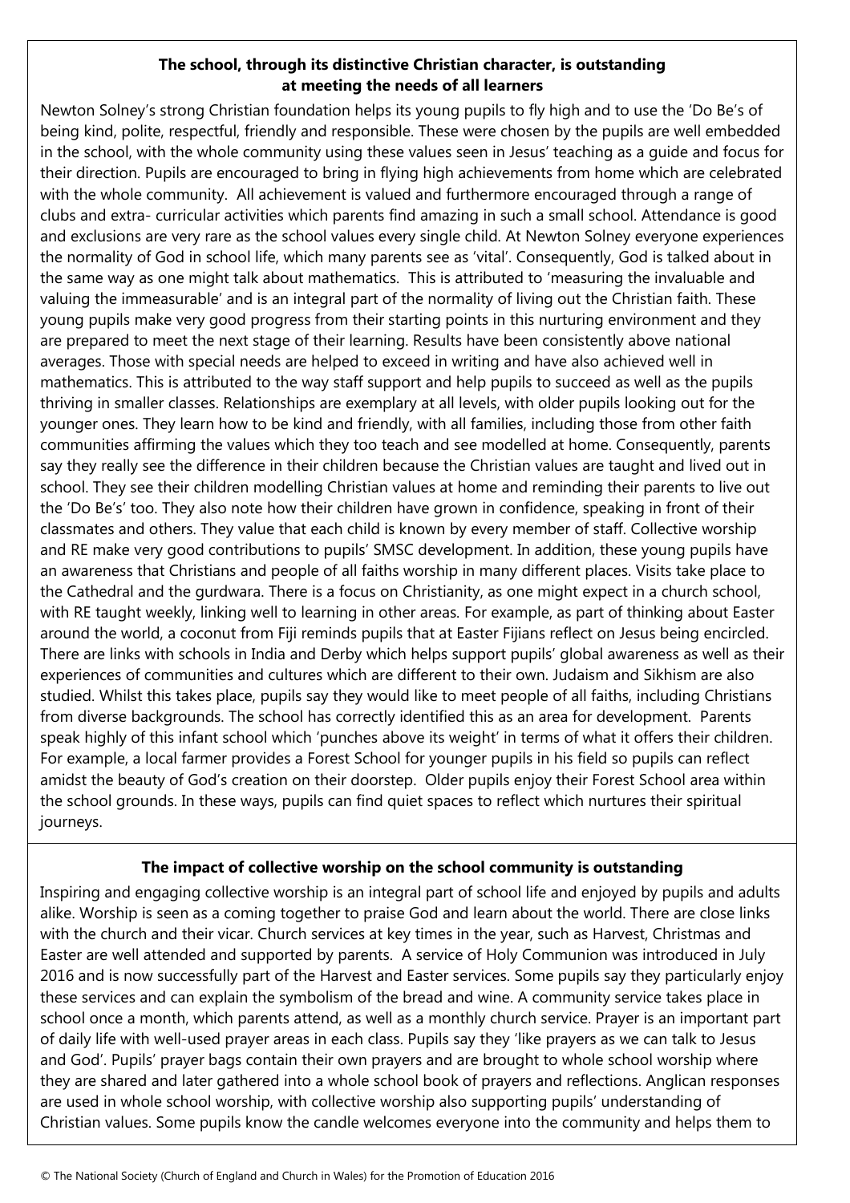**The school, through its distinctive Christian character, is outstanding at meeting the needs of all learners**

Newton Solney's strong Christian foundation helps its young pupils to fly high and to use the 'Do Be's of being kind, polite, respectful, friendly and responsible. These were chosen by the pupils are well embedded in the school, with the whole community using these values seen in Jesus' teaching as a guide and focus for their direction. Pupils are encouraged to bring in flying high achievements from home which are celebrated with the whole community. All achievement is valued and furthermore encouraged through a range of clubs and extra- curricular activities which parents find amazing in such a small school. Attendance is good and exclusions are very rare as the school values every single child. At Newton Solney everyone experiences the normality of God in school life, which many parents see as 'vital'. Consequently, God is talked about in the same way as one might talk about mathematics. This is attributed to 'measuring the invaluable and valuing the immeasurable' and is an integral part of the normality of living out the Christian faith. These young pupils make very good progress from their starting points in this nurturing environment and they are prepared to meet the next stage of their learning. Results have been consistently above national averages. Those with special needs are helped to exceed in writing and have also achieved well in mathematics. This is attributed to the way staff support and help pupils to succeed as well as the pupils thriving in smaller classes. Relationships are exemplary at all levels, with older pupils looking out for the younger ones. They learn how to be kind and friendly, with all families, including those from other faith communities affirming the values which they too teach and see modelled at home. Consequently, parents say they really see the difference in their children because the Christian values are taught and lived out in school. They see their children modelling Christian values at home and reminding their parents to live out the 'Do Be's' too. They also note how their children have grown in confidence, speaking in front of their classmates and others. They value that each child is known by every member of staff. Collective worship and RE make very good contributions to pupils' SMSC development. In addition, these young pupils have an awareness that Christians and people of all faiths worship in many different places. Visits take place to the Cathedral and the gurdwara. There is a focus on Christianity, as one might expect in a church school, with RE taught weekly, linking well to learning in other areas. For example, as part of thinking about Easter around the world, a coconut from Fiji reminds pupils that at Easter Fijians reflect on Jesus being encircled. There are links with schools in India and Derby which helps support pupils' global awareness as well as their experiences of communities and cultures which are different to their own. Judaism and Sikhism are also studied. Whilst this takes place, pupils say they would like to meet people of all faiths, including Christians from diverse backgrounds. The school has correctly identified this as an area for development. Parents speak highly of this infant school which 'punches above its weight' in terms of what it offers their children. For example, a local farmer provides a Forest School for younger pupils in his field so pupils can reflect amidst the beauty of God's creation on their doorstep. Older pupils enjoy their Forest School area within the school grounds. In these ways, pupils can find quiet spaces to reflect which nurtures their spiritual journeys.

**The impact of collective worship on the school community is outstanding**

Inspiring and engaging collective worship is an integral part of school life and enjoyed by pupils and adults alike. Worship is seen as a coming together to praise God and learn about the world. There are close links with the church and their vicar. Church services at key times in the year, such as Harvest, Christmas and Easter are well attended and supported by parents. A service of Holy Communion was introduced in July 2016 and is now successfully part of the Harvest and Easter services. Some pupils say they particularly enjoy these services and can explain the symbolism of the bread and wine. A community service takes place in school once a month, which parents attend, as well as a monthly church service. Prayer is an important part of daily life with well-used prayer areas in each class. Pupils say they 'like prayers as we can talk to Jesus and God'. Pupils' prayer bags contain their own prayers and are brought to whole school worship where they are shared and later gathered into a whole school book of prayers and reflections. Anglican responses are used in whole school worship, with collective worship also supporting pupils' understanding of Christian values. Some pupils know the candle welcomes everyone into the community and helps them to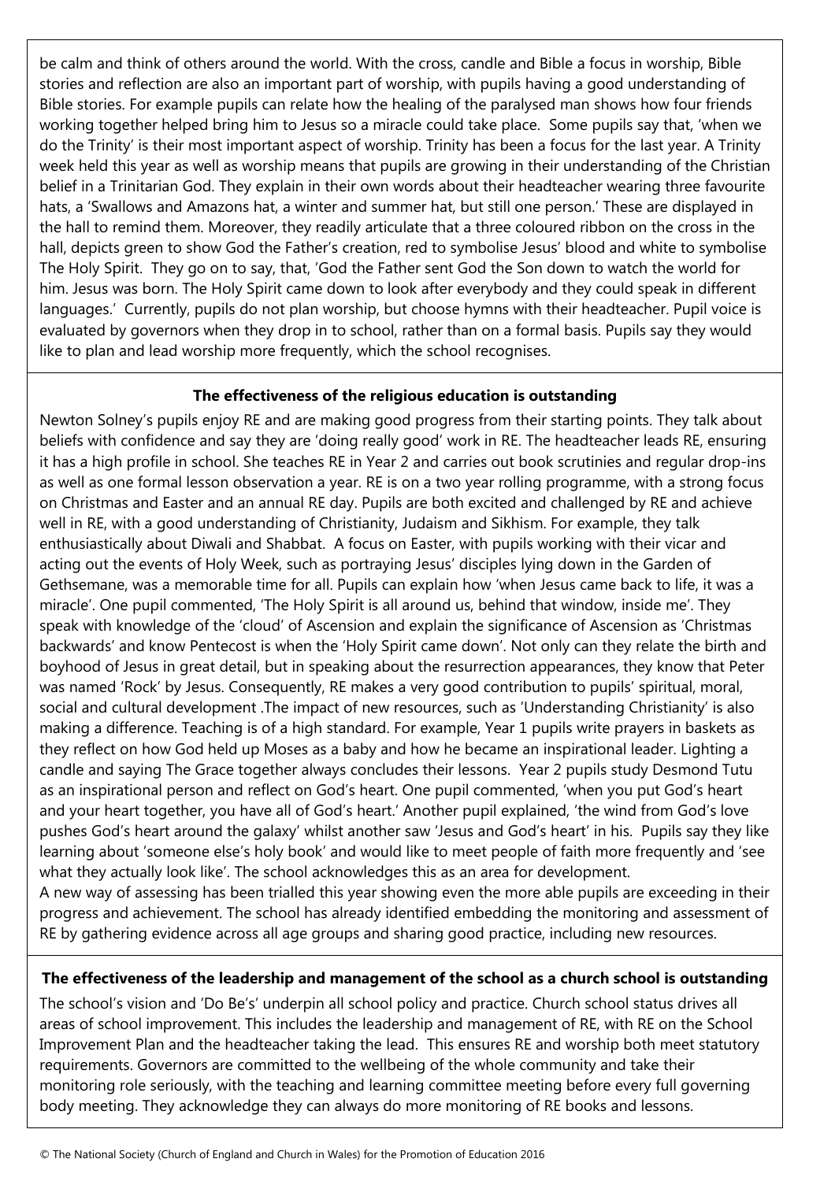be calm and think of others around the world. With the cross, candle and Bible a focus in worship, Bible stories and reflection are also an important part of worship, with pupils having a good understanding of Bible stories. For example pupils can relate how the healing of the paralysed man shows how four friends working together helped bring him to Jesus so a miracle could take place. Some pupils say that, 'when we do the Trinity' is their most important aspect of worship. Trinity has been a focus for the last year. A Trinity week held this year as well as worship means that pupils are growing in their understanding of the Christian belief in a Trinitarian God. They explain in their own words about their headteacher wearing three favourite hats, a 'Swallows and Amazons hat, a winter and summer hat, but still one person.' These are displayed in the hall to remind them. Moreover, they readily articulate that a three coloured ribbon on the cross in the hall, depicts green to show God the Father's creation, red to symbolise Jesus' blood and white to symbolise The Holy Spirit. They go on to say, that, 'God the Father sent God the Son down to watch the world for him. Jesus was born. The Holy Spirit came down to look after everybody and they could speak in different languages.' Currently, pupils do not plan worship, but choose hymns with their headteacher. Pupil voice is evaluated by governors when they drop in to school, rather than on a formal basis. Pupils say they would like to plan and lead worship more frequently, which the school recognises.

**The effectiveness of the religious education is outstanding**

Newton Solney's pupils enjoy RE and are making good progress from their starting points. They talk about beliefs with confidence and say they are 'doing really good' work in RE. The headteacher leads RE, ensuring it has a high profile in school. She teaches RE in Year 2 and carries out book scrutinies and regular drop-ins as well as one formal lesson observation a year. RE is on a two year rolling programme, with a strong focus on Christmas and Easter and an annual RE day. Pupils are both excited and challenged by RE and achieve well in RE, with a good understanding of Christianity, Judaism and Sikhism. For example, they talk enthusiastically about Diwali and Shabbat. A focus on Easter, with pupils working with their vicar and acting out the events of Holy Week, such as portraying Jesus' disciples lying down in the Garden of Gethsemane, was a memorable time for all. Pupils can explain how 'when Jesus came back to life, it was a miracle'. One pupil commented, 'The Holy Spirit is all around us, behind that window, inside me'. They speak with knowledge of the 'cloud' of Ascension and explain the significance of Ascension as 'Christmas backwards' and know Pentecost is when the 'Holy Spirit came down'. Not only can they relate the birth and boyhood of Jesus in great detail, but in speaking about the resurrection appearances, they know that Peter was named 'Rock' by Jesus. Consequently, RE makes a very good contribution to pupils' spiritual, moral, social and cultural development .The impact of new resources, such as 'Understanding Christianity' is also making a difference. Teaching is of a high standard. For example, Year 1 pupils write prayers in baskets as they reflect on how God held up Moses as a baby and how he became an inspirational leader. Lighting a candle and saying The Grace together always concludes their lessons. Year 2 pupils study Desmond Tutu as an inspirational person and reflect on God's heart. One pupil commented, 'when you put God's heart and your heart together, you have all of God's heart.' Another pupil explained, 'the wind from God's love pushes God's heart around the galaxy' whilst another saw 'Jesus and God's heart' in his. Pupils say they like learning about 'someone else's holy book' and would like to meet people of faith more frequently and 'see what they actually look like'. The school acknowledges this as an area for development.
A new way of assessing has been trialled this year showing even the more able pupils are exceeding in their progress and achievement. The school has already identified embedding the monitoring and assessment of RE by gathering evidence across all age groups and sharing good practice, including new resources.

**The effectiveness of the leadership and management of the school as a church school is outstanding**

The school's vision and 'Do Be's' underpin all school policy and practice. Church school status drives all areas of school improvement. This includes the leadership and management of RE, with RE on the School Improvement Plan and the headteacher taking the lead. This ensures RE and worship both meet statutory requirements. Governors are committed to the wellbeing of the whole community and take their monitoring role seriously, with the teaching and learning committee meeting before every full governing body meeting. They acknowledge they can always do more monitoring of RE books and lessons.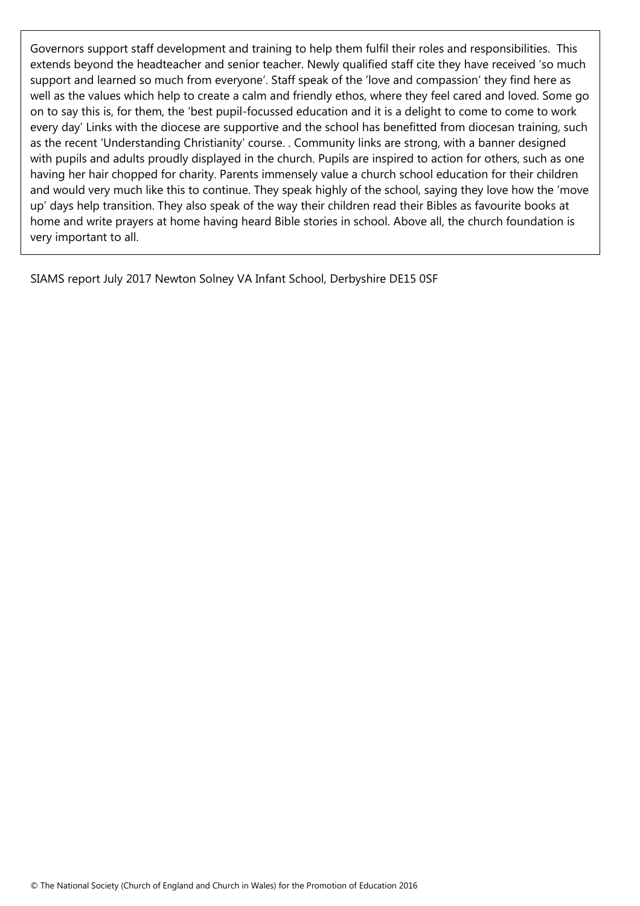Governors support staff development and training to help them fulfil their roles and responsibilities. This extends beyond the headteacher and senior teacher. Newly qualified staff cite they have received 'so much support and learned so much from everyone'. Staff speak of the 'love and compassion' they find here as well as the values which help to create a calm and friendly ethos, where they feel cared and loved. Some go on to say this is, for them, the 'best pupil-focussed education and it is a delight to come to come to work every day' Links with the diocese are supportive and the school has benefitted from diocesan training, such as the recent 'Understanding Christianity' course. . Community links are strong, with a banner designed with pupils and adults proudly displayed in the church. Pupils are inspired to action for others, such as one having her hair chopped for charity. Parents immensely value a church school education for their children and would very much like this to continue. They speak highly of the school, saying they love how the 'move up' days help transition. They also speak of the way their children read their Bibles as favourite books at home and write prayers at home having heard Bible stories in school. Above all, the church foundation is very important to all.

SIAMS report July 2017 Newton Solney VA Infant School, Derbyshire DE15 0SF

© The National Society (Church of England and Church in Wales) for the Promotion of Education 2016